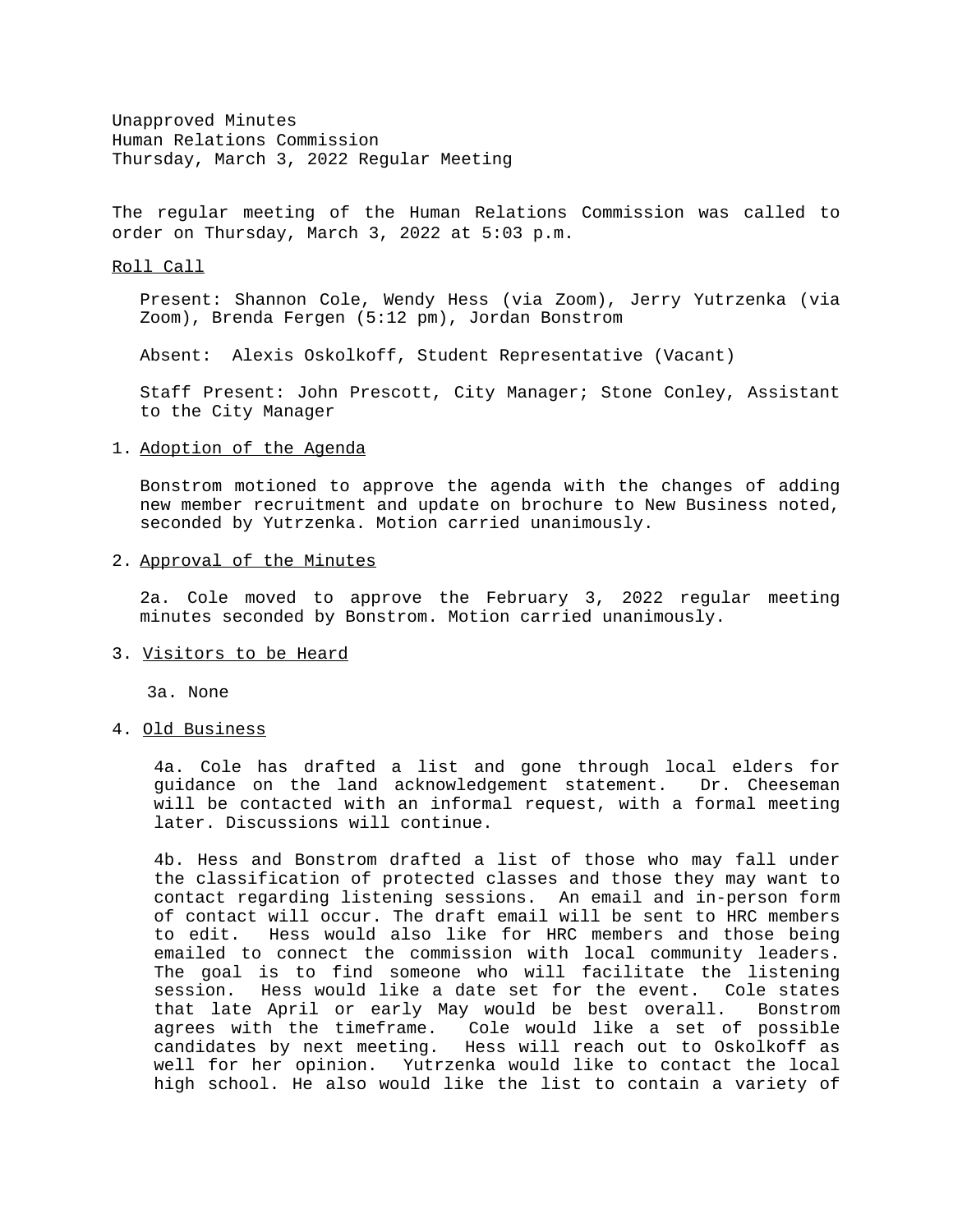Unapproved Minutes
Human Relations Commission
Thursday, March 3, 2022 Regular Meeting

The regular meeting of the Human Relations Commission was called to order on Thursday, March 3, 2022 at 5:03 p.m.

Roll Call

Present: Shannon Cole, Wendy Hess (via Zoom), Jerry Yutrzenka (via Zoom), Brenda Fergen (5:12 pm), Jordan Bonstrom

Absent: Alexis Oskolkoff, Student Representative (Vacant)

Staff Present: John Prescott, City Manager; Stone Conley, Assistant to the City Manager

1. Adoption of the Agenda

   Bonstrom motioned to approve the agenda with the changes of adding new member recruitment and update on brochure to New Business noted, seconded by Yutrzenka. Motion carried unanimously.

2. Approval of the Minutes

   2a. Cole moved to approve the February 3, 2022 regular meeting minutes seconded by Bonstrom. Motion carried unanimously.

3. Visitors to be Heard

   3a. None

4. Old Business

   4a. Cole has drafted a list and gone through local elders for guidance on the land acknowledgement statement. Dr. Cheeseman will be contacted with an informal request, with a formal meeting later. Discussions will continue.

   4b. Hess and Bonstrom drafted a list of those who may fall under the classification of protected classes and those they may want to contact regarding listening sessions. An email and in-person form of contact will occur. The draft email will be sent to HRC members to edit. Hess would also like for HRC members and those being emailed to connect the commission with local community leaders. The goal is to find someone who will facilitate the listening session. Hess would like a date set for the event. Cole states that late April or early May would be best overall. Bonstrom agrees with the timeframe. Cole would like a set of possible candidates by next meeting. Hess will reach out to Oskolkoff as well for her opinion. Yutrzenka would like to contact the local high school. He also would like the list to contain a variety of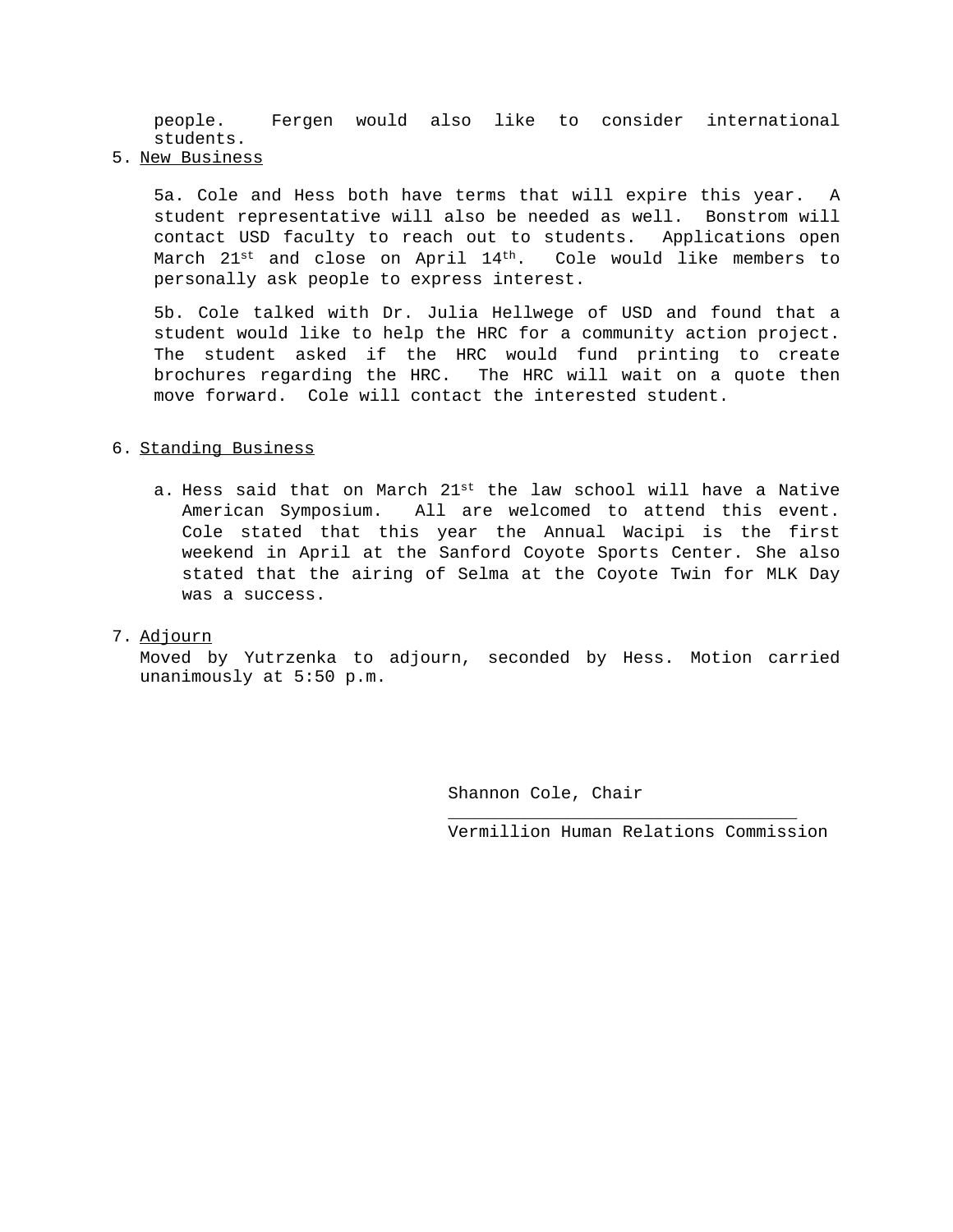people. Fergen would also like to consider international students.

5. <u>New Business</u>

   5a. Cole and Hess both have terms that will expire this year. A student representative will also be needed as well. Bonstrom will contact USD faculty to reach out to students. Applications open March 21st and close on April 14th. Cole would like members to personally ask people to express interest.

   5b. Cole talked with Dr. Julia Hellwege of USD and found that a student would like to help the HRC for a community action project. The student asked if the HRC would fund printing to create brochures regarding the HRC. The HRC will wait on a quote then move forward. Cole will contact the interested student.

6. <u>Standing Business</u>

   a. Hess said that on March 21st the law school will have a Native American Symposium. All are welcomed to attend this event. Cole stated that this year the Annual Wacipi is the first weekend in April at the Sanford Coyote Sports Center. She also stated that the airing of Selma at the Coyote Twin for MLK Day was a success.

7. <u>Adjourn</u>
   Moved by Yutrzenka to adjourn, seconded by Hess. Motion carried unanimously at 5:50 p.m.

Shannon Cole, Chair
___________________________________
Vermillion Human Relations Commission